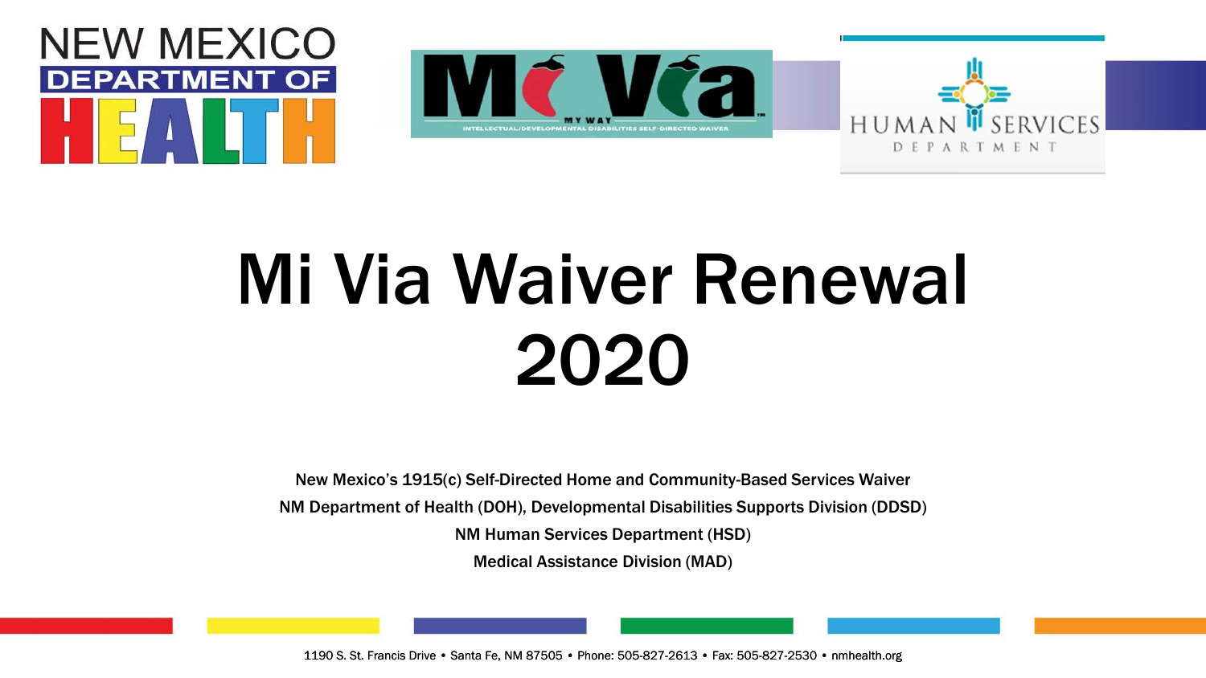# Mi Via Waiver Renewal 2020

**New Mexico's 1915(c) Self-Directed Home and Community-Based Services Waiver**

**NM Department of Health (DOH), Developmental Disabilities Supports Division (DDSD)**

**NM Human Services Department (HSD)**

**Medical Assistance Division (MAD)**

1190 S. St. Francis Drive • Santa Fe, NM 87505 • Phone: 505-827-2613 • Fax: 505-827-2530 • nmhealth.org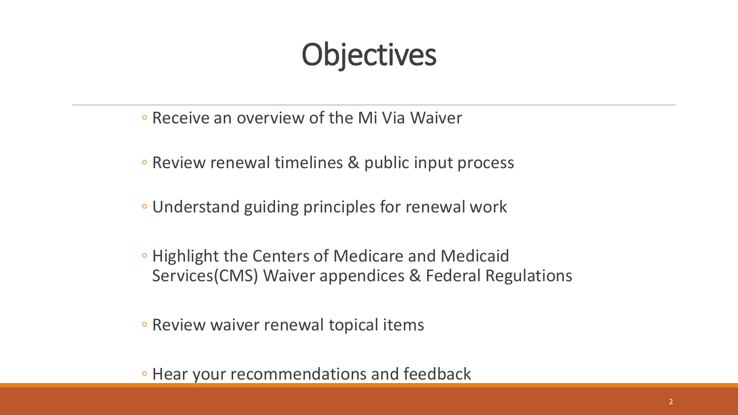# Objectives

- Receive an overview of the Mi Via Waiver
- Review renewal timelines & public input process
- Understand guiding principles for renewal work
- Highlight the Centers of Medicare and Medicaid Services(CMS) Waiver appendices & Federal Regulations
- Review waiver renewal topical items
- Hear your recommendations and feedback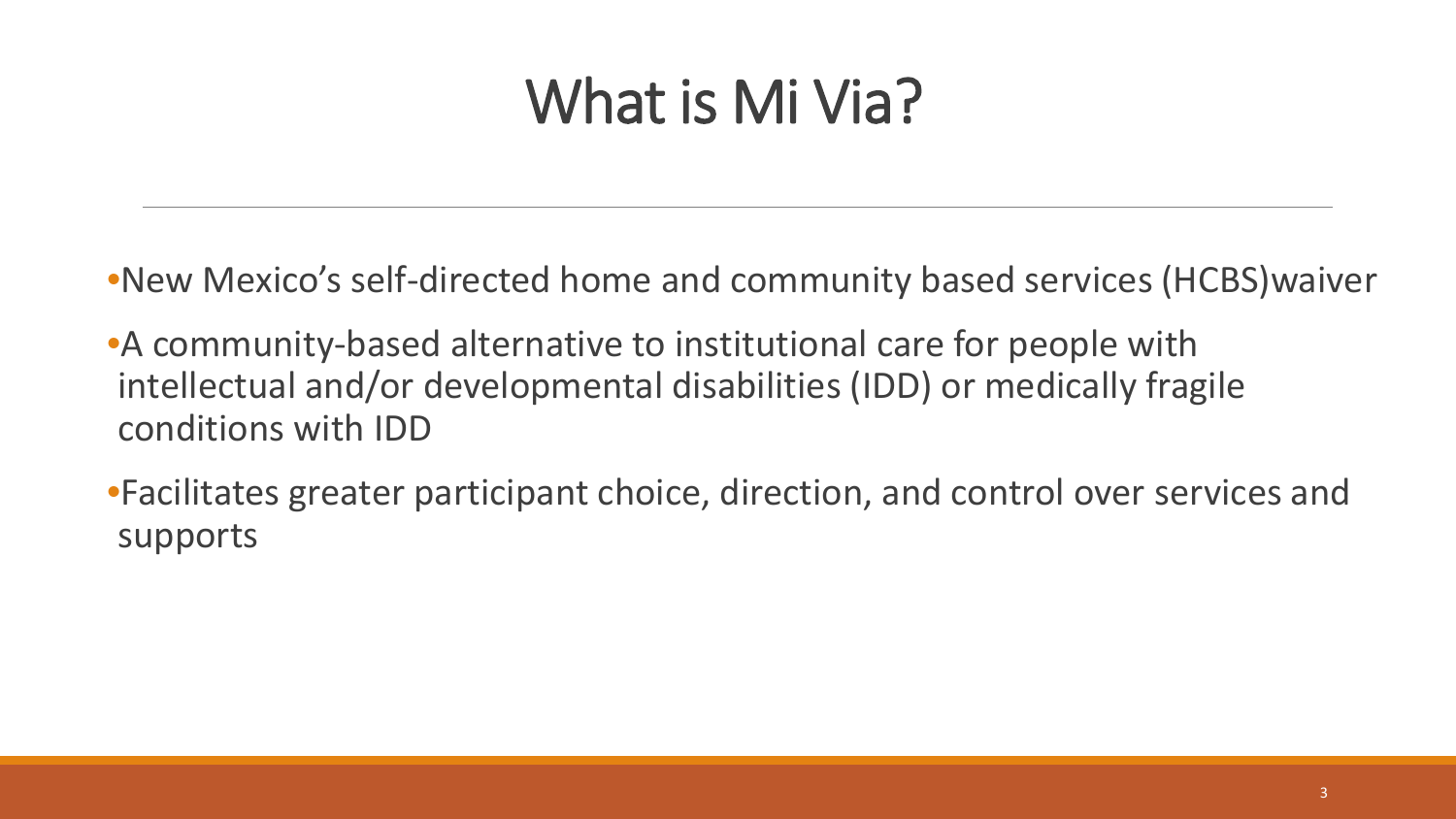# What is Mi Via?

- New Mexico's self-directed home and community based services (HCBS)waiver
- A community-based alternative to institutional care for people with intellectual and/or developmental disabilities (IDD) or medically fragile conditions with IDD
- Facilitates greater participant choice, direction, and control over services and supports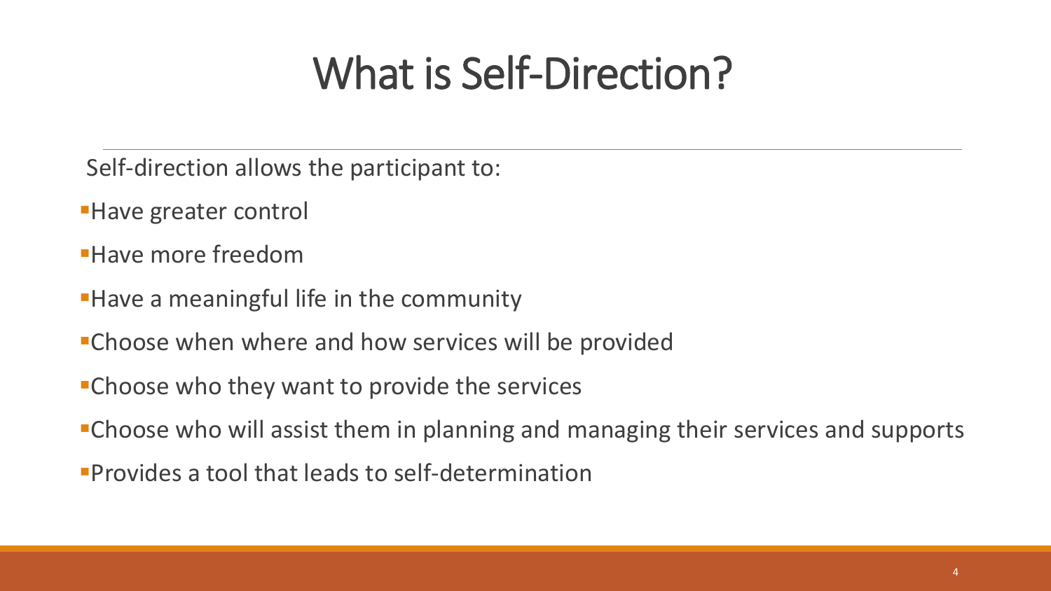# What is Self-Direction?

Self-direction allows the participant to:

- Have greater control
- Have more freedom
- Have a meaningful life in the community
- Choose when where and how services will be provided
- Choose who they want to provide the services
- Choose who will assist them in planning and managing their services and supports
- Provides a tool that leads to self-determination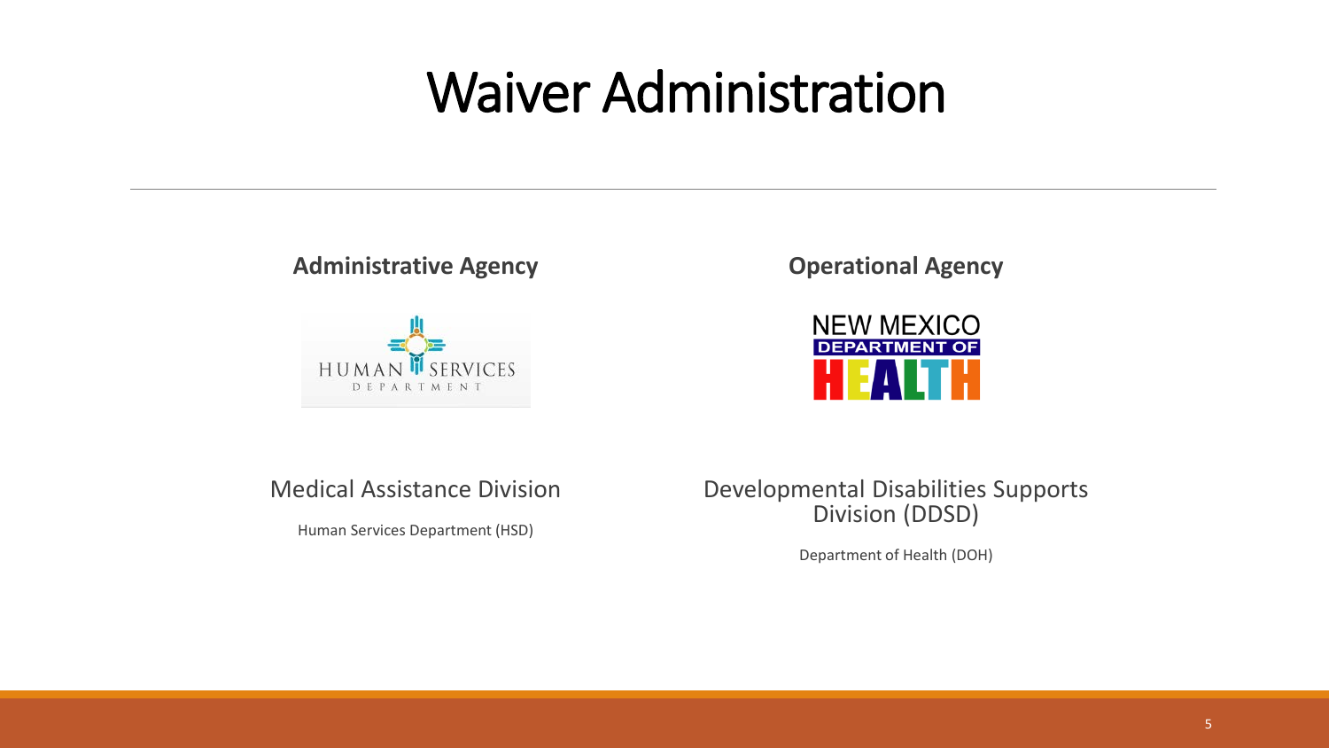# Waiver Administration

**Administrative Agency**

Medical Assistance Division

Human Services Department (HSD)

**Operational Agency**

Developmental Disabilities Supports Division (DDSD)

Department of Health (DOH)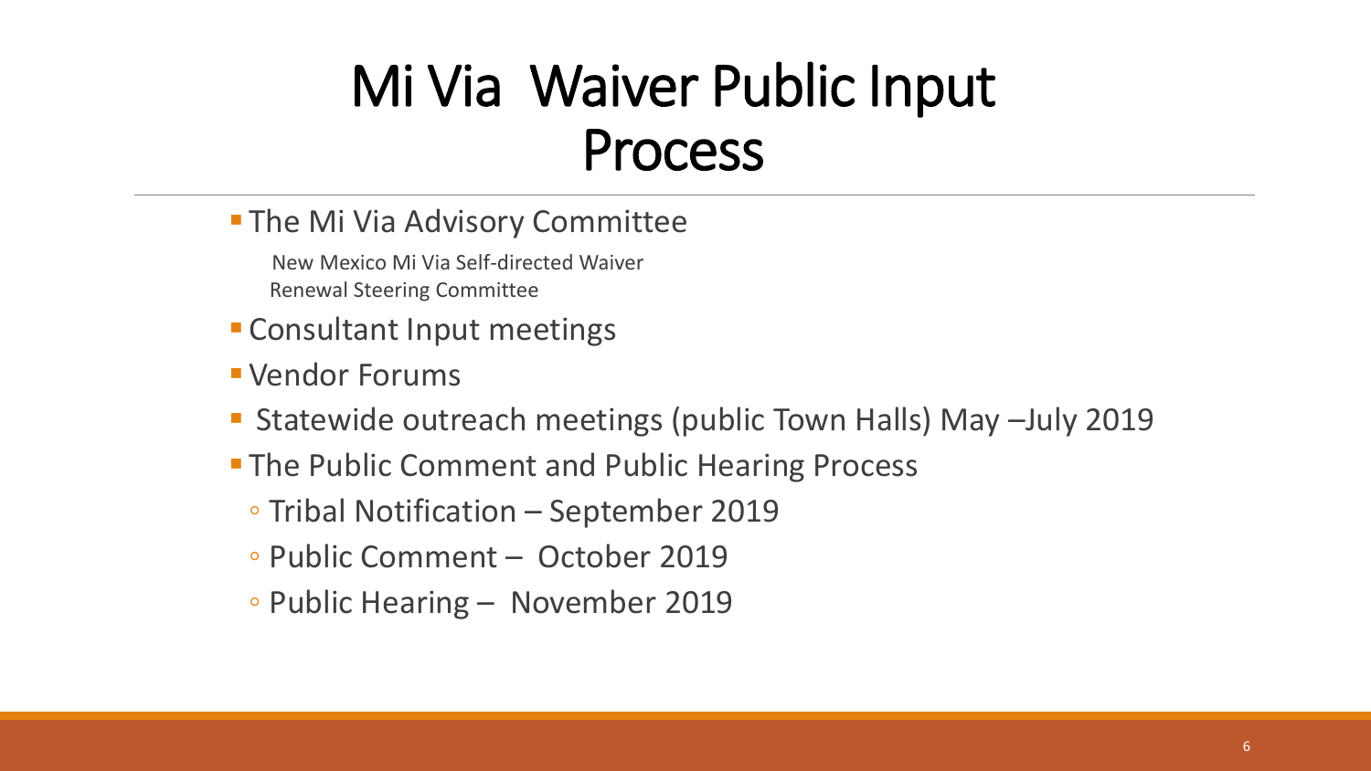# Mi Via Waiver Public Input Process

- The Mi Via Advisory Committee

  New Mexico Mi Via Self-directed Waiver Renewal Steering Committee

- Consultant Input meetings
- Vendor Forums
- Statewide outreach meetings (public Town Halls) May –July 2019
- The Public Comment and Public Hearing Process
  - Tribal Notification – September 2019
  - Public Comment – October 2019
  - Public Hearing – November 2019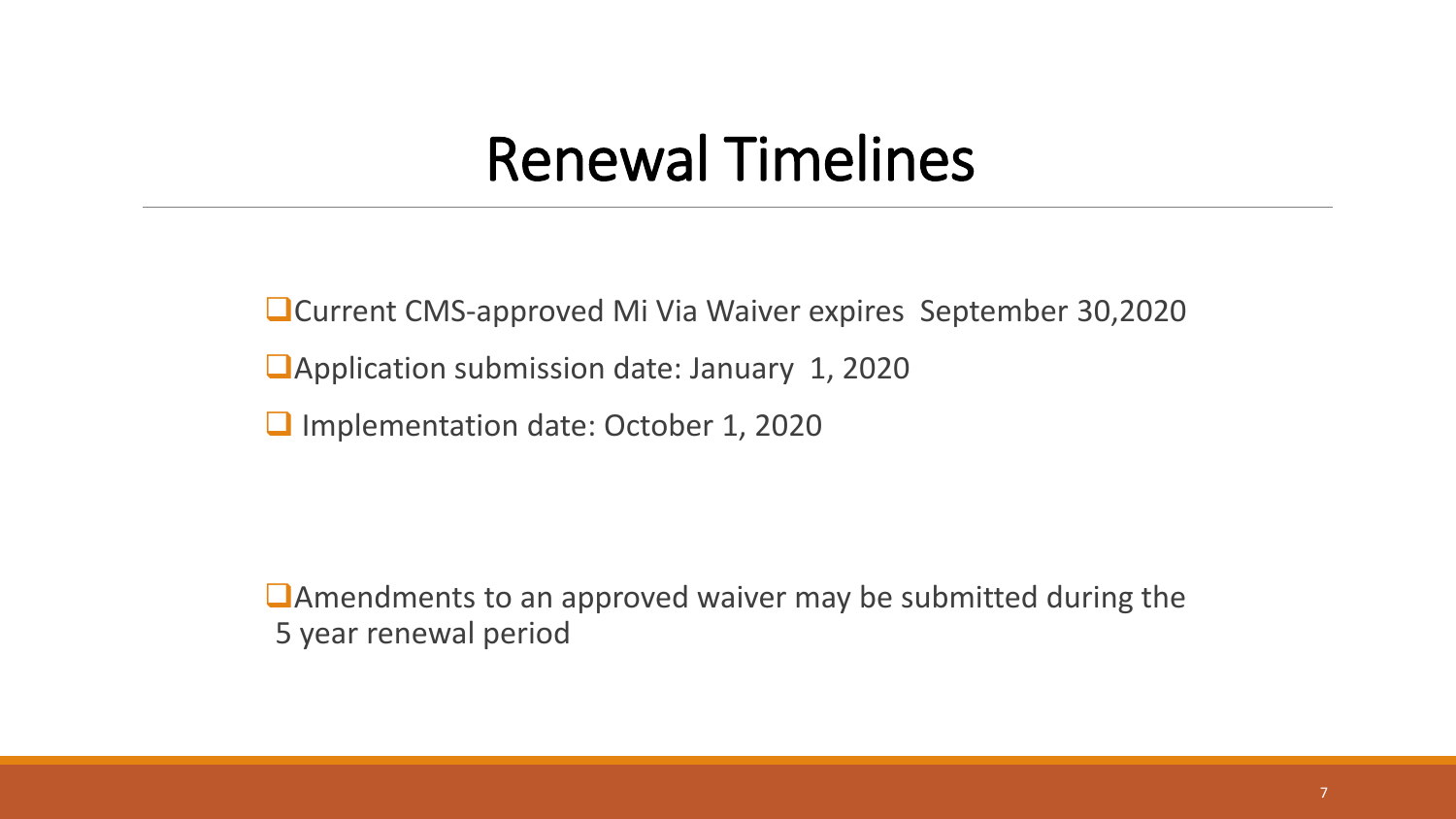# Renewal Timelines

- Current CMS-approved Mi Via Waiver expires September 30,2020
- Application submission date: January 1, 2020
- Implementation date: October 1, 2020

- Amendments to an approved waiver may be submitted during the 5 year renewal period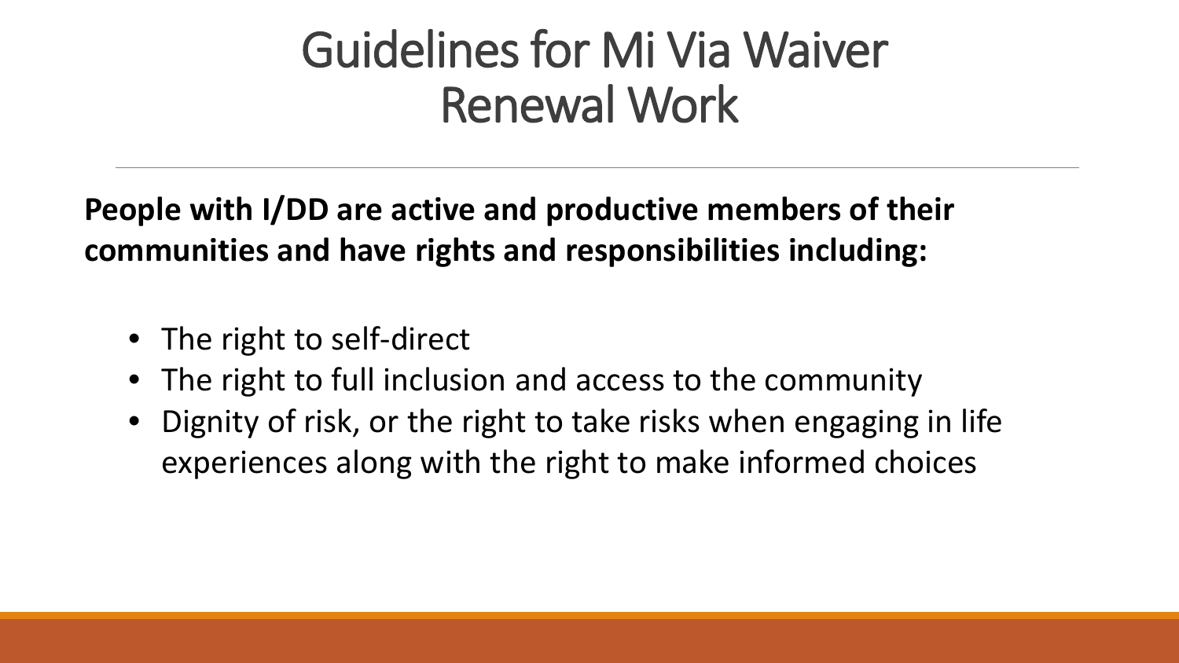# Guidelines for Mi Via Waiver Renewal Work

**People with I/DD are active and productive members of their communities and have rights and responsibilities including:**

- The right to self-direct
- The right to full inclusion and access to the community
- Dignity of risk, or the right to take risks when engaging in life experiences along with the right to make informed choices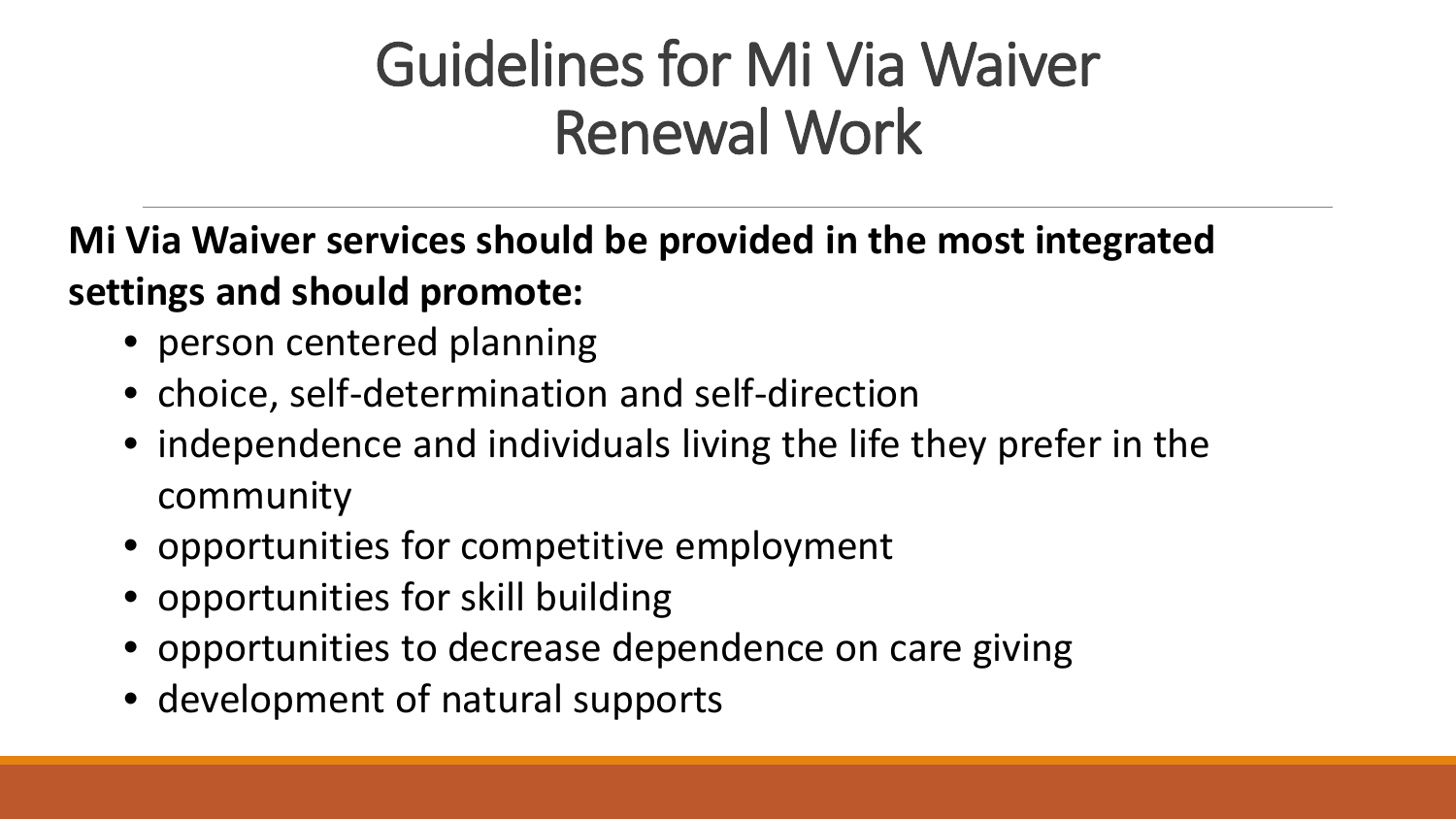# Guidelines for Mi Via Waiver Renewal Work

**Mi Via Waiver services should be provided in the most integrated settings and should promote:**

- person centered planning
- choice, self-determination and self-direction
- independence and individuals living the life they prefer in the community
- opportunities for competitive employment
- opportunities for skill building
- opportunities to decrease dependence on care giving
- development of natural supports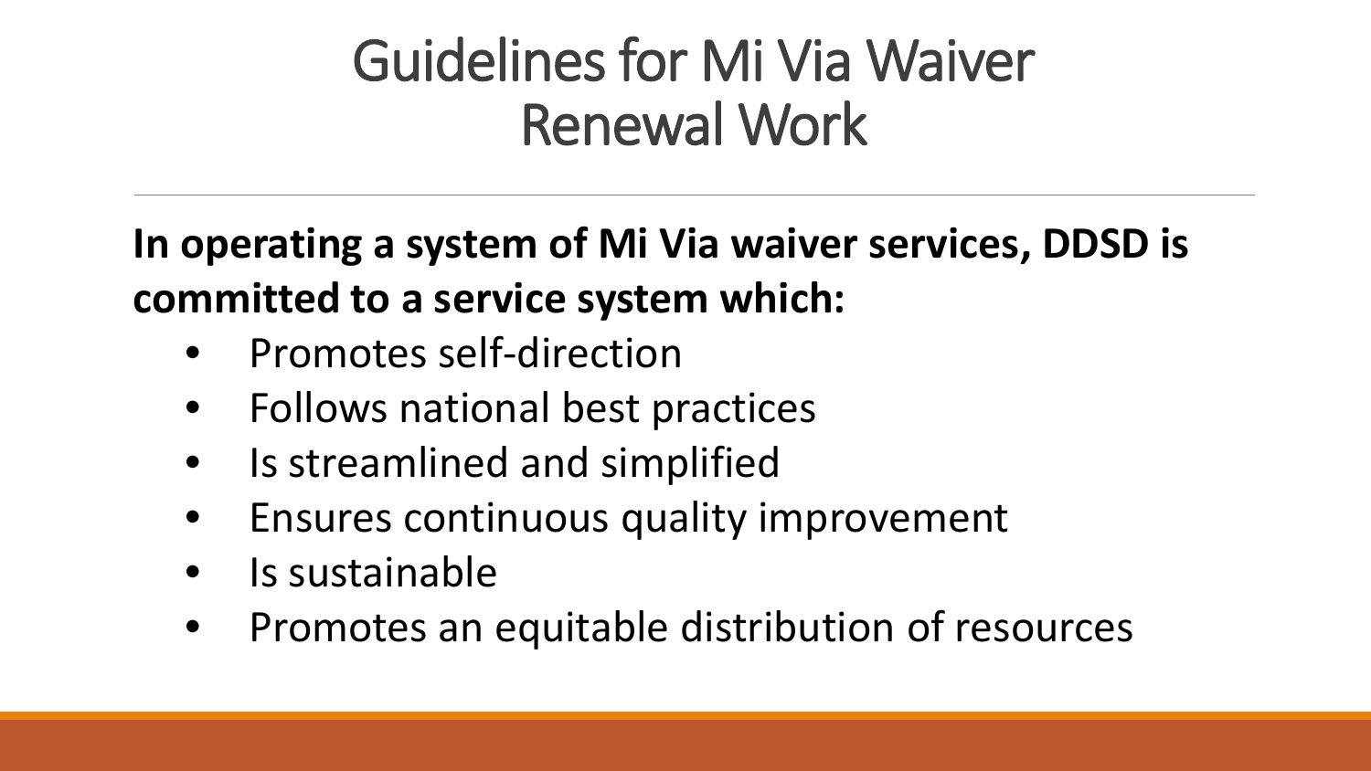# Guidelines for Mi Via Waiver Renewal Work

**In operating a system of Mi Via waiver services, DDSD is committed to a service system which:**

- Promotes self-direction
- Follows national best practices
- Is streamlined and simplified
- Ensures continuous quality improvement
- Is sustainable
- Promotes an equitable distribution of resources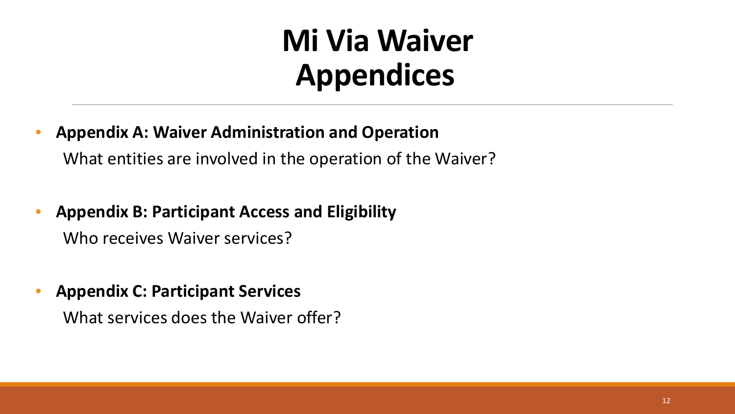# Mi Via Waiver Appendices

- **Appendix A: Waiver Administration and Operation**

  What entities are involved in the operation of the Waiver?

- **Appendix B: Participant Access and Eligibility**

  Who receives Waiver services?

- **Appendix C: Participant Services**

  What services does the Waiver offer?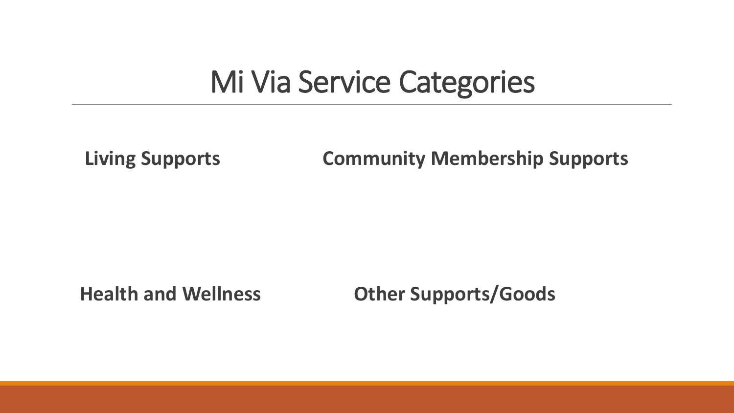# Mi Via Service Categories

**Living Supports**

**Community Membership Supports**

**Health and Wellness**

**Other Supports/Goods**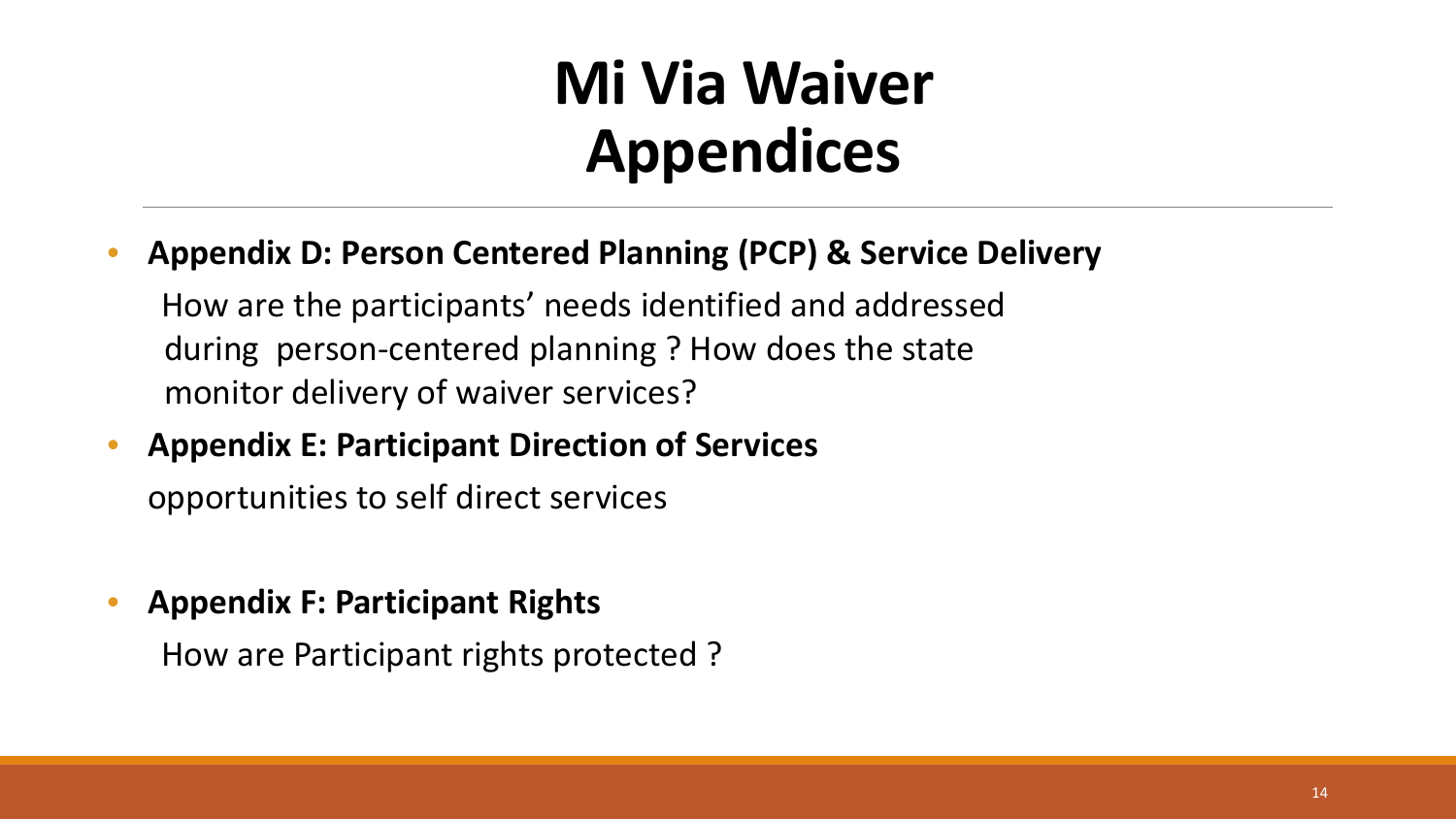# Mi Via Waiver Appendices

- **Appendix D: Person Centered Planning (PCP) & Service Delivery**

  How are the participants' needs identified and addressed during person-centered planning ? How does the state monitor delivery of waiver services?

- **Appendix E: Participant Direction of Services**

  opportunities to self direct services

- **Appendix F: Participant Rights**

  How are Participant rights protected ?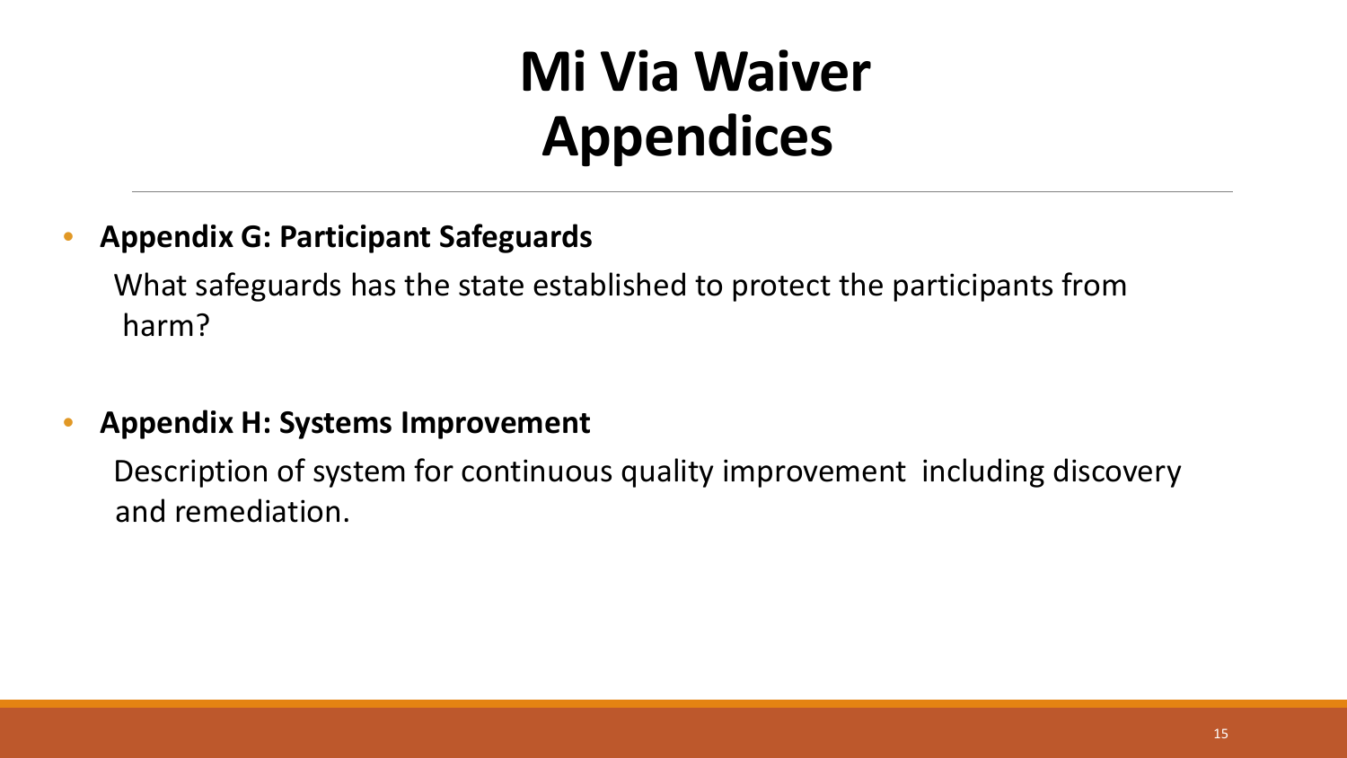# Mi Via Waiver Appendices

- **Appendix G: Participant Safeguards**

  What safeguards has the state established to protect the participants from harm?

- **Appendix H: Systems Improvement**

  Description of system for continuous quality improvement including discovery and remediation.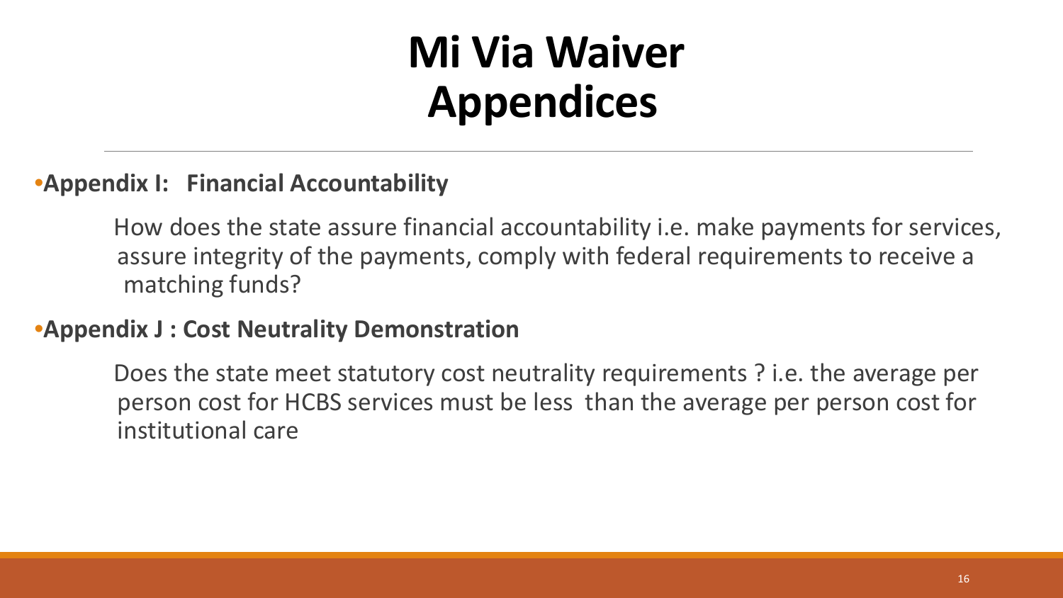# Mi Via Waiver Appendices

- **Appendix I: Financial Accountability**

  How does the state assure financial accountability i.e. make payments for services, assure integrity of the payments, comply with federal requirements to receive a matching funds?

- **Appendix J : Cost Neutrality Demonstration**

  Does the state meet statutory cost neutrality requirements ? i.e. the average per person cost for HCBS services must be less than the average per person cost for institutional care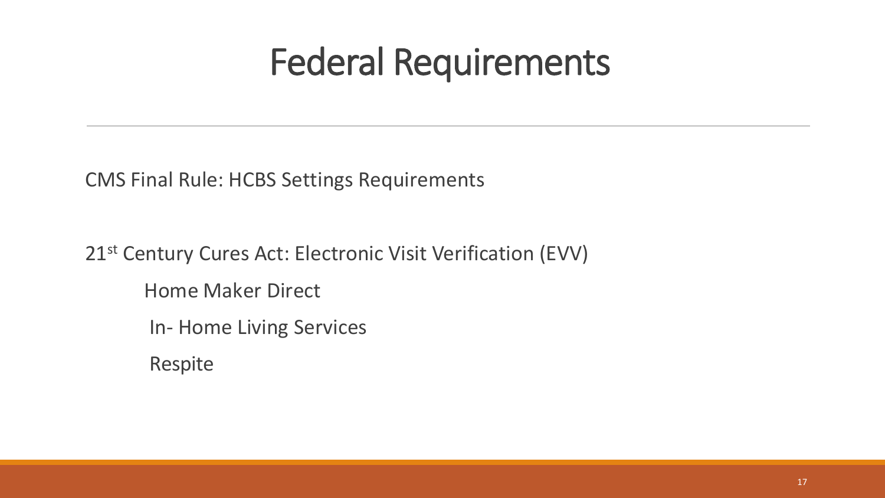# Federal Requirements

CMS Final Rule: HCBS Settings Requirements

21st Century Cures Act: Electronic Visit Verification (EVV)

- Home Maker Direct
- In- Home Living Services
- Respite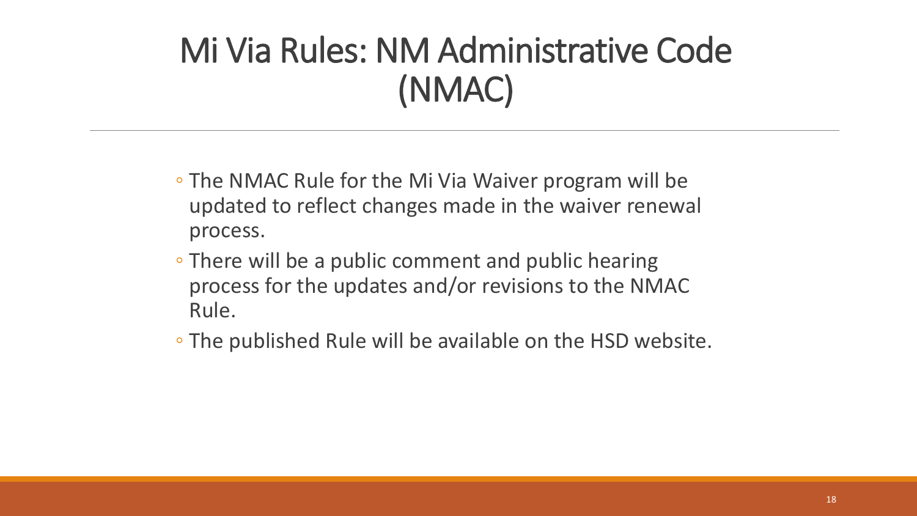# Mi Via Rules: NM Administrative Code (NMAC)

- The NMAC Rule for the Mi Via Waiver program will be updated to reflect changes made in the waiver renewal process.
- There will be a public comment and public hearing process for the updates and/or revisions to the NMAC Rule.
- The published Rule will be available on the HSD website.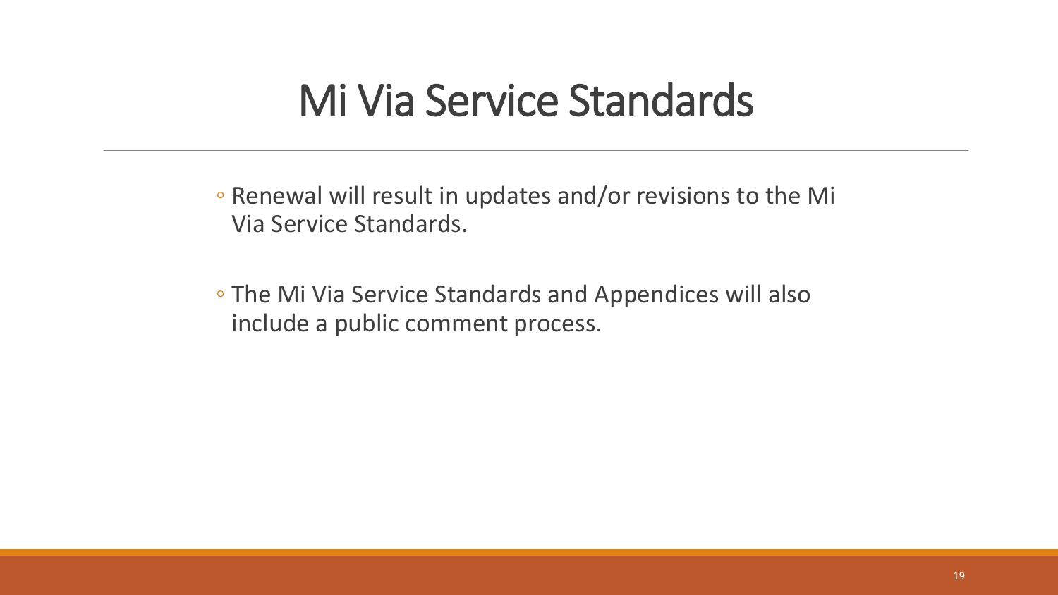# Mi Via Service Standards

- Renewal will result in updates and/or revisions to the Mi Via Service Standards.
- The Mi Via Service Standards and Appendices will also include a public comment process.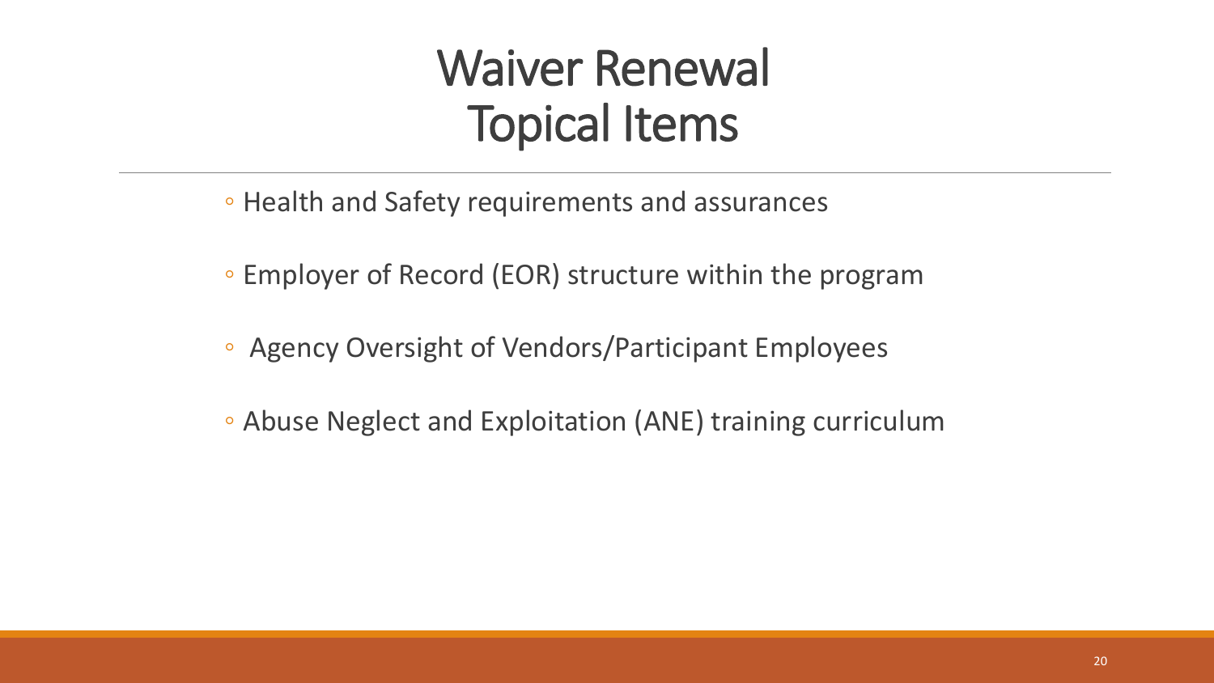# Waiver Renewal Topical Items

- Health and Safety requirements and assurances
- Employer of Record (EOR) structure within the program
- Agency Oversight of Vendors/Participant Employees
- Abuse Neglect and Exploitation (ANE) training curriculum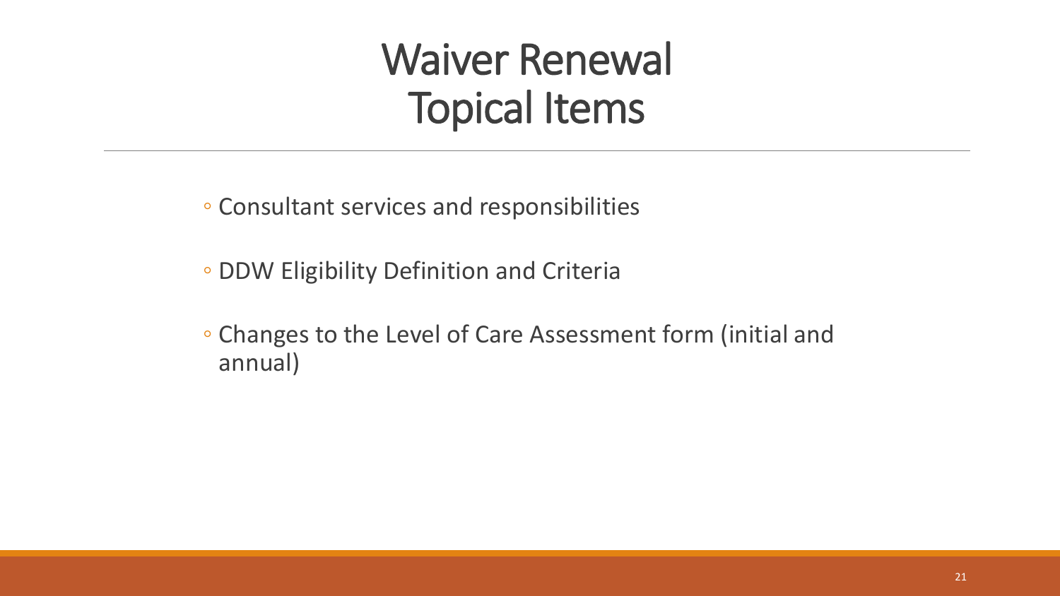# Waiver Renewal Topical Items

- Consultant services and responsibilities
- DDW Eligibility Definition and Criteria
- Changes to the Level of Care Assessment form (initial and annual)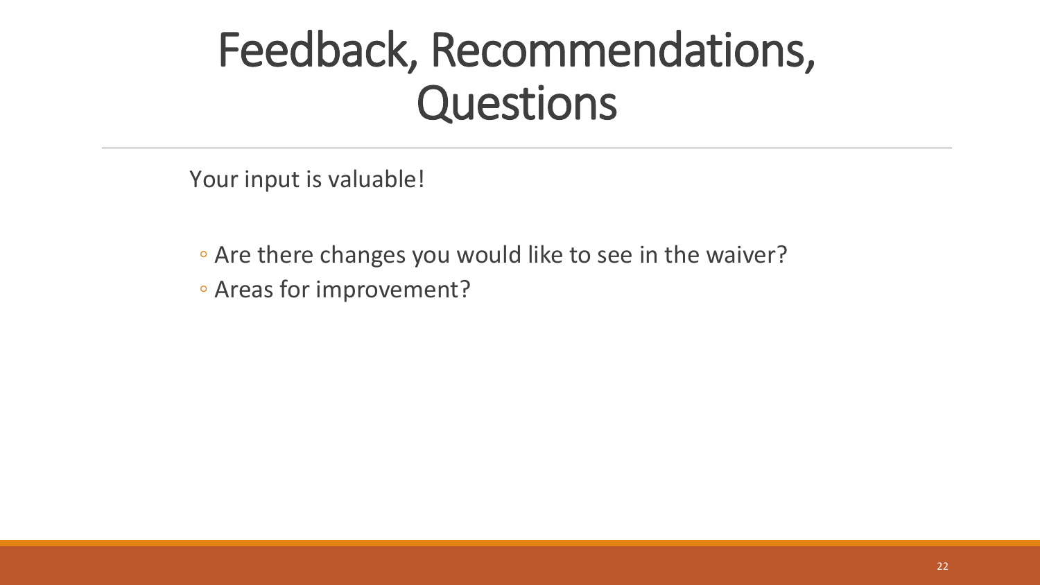# Feedback, Recommendations, Questions

Your input is valuable!

- Are there changes you would like to see in the waiver?
- Areas for improvement?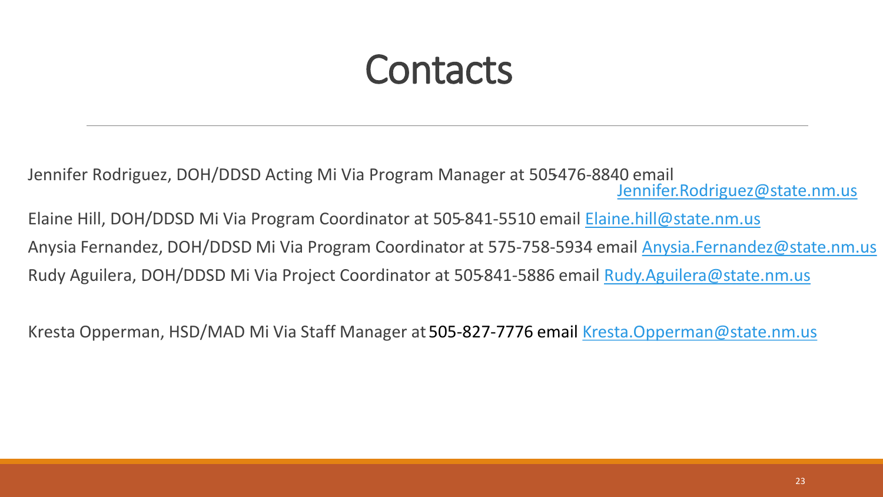# Contacts

Jennifer Rodriguez, DOH/DDSD Acting Mi Via Program Manager at 505-476-8840 email Jennifer.Rodriguez@state.nm.us

Elaine Hill, DOH/DDSD Mi Via Program Coordinator at 505-841-5510 email Elaine.hill@state.nm.us

Anysia Fernandez, DOH/DDSD Mi Via Program Coordinator at 575-758-5934 email Anysia.Fernandez@state.nm.us

Rudy Aguilera, DOH/DDSD Mi Via Project Coordinator at 505-841-5886 email Rudy.Aguilera@state.nm.us

Kresta Opperman, HSD/MAD Mi Via Staff Manager at 505-827-7776 email Kresta.Opperman@state.nm.us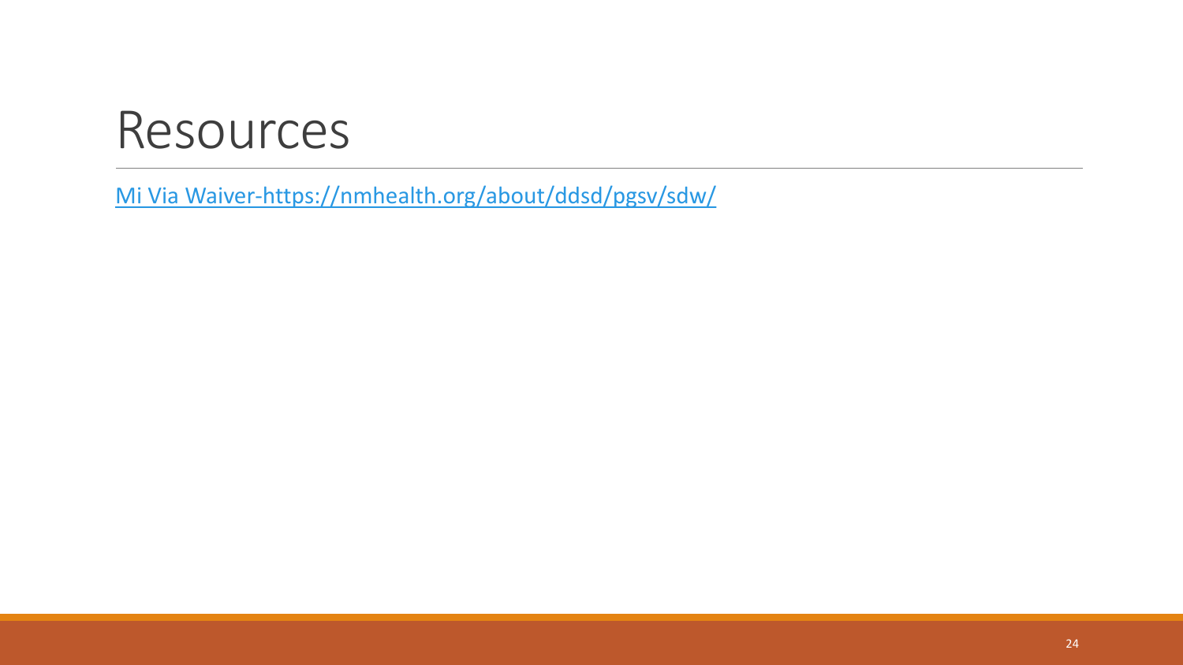# Resources

[Mi Via Waiver-https://nmhealth.org/about/ddsd/pgsv/sdw/](https://nmhealth.org/about/ddsd/pgsv/sdw/)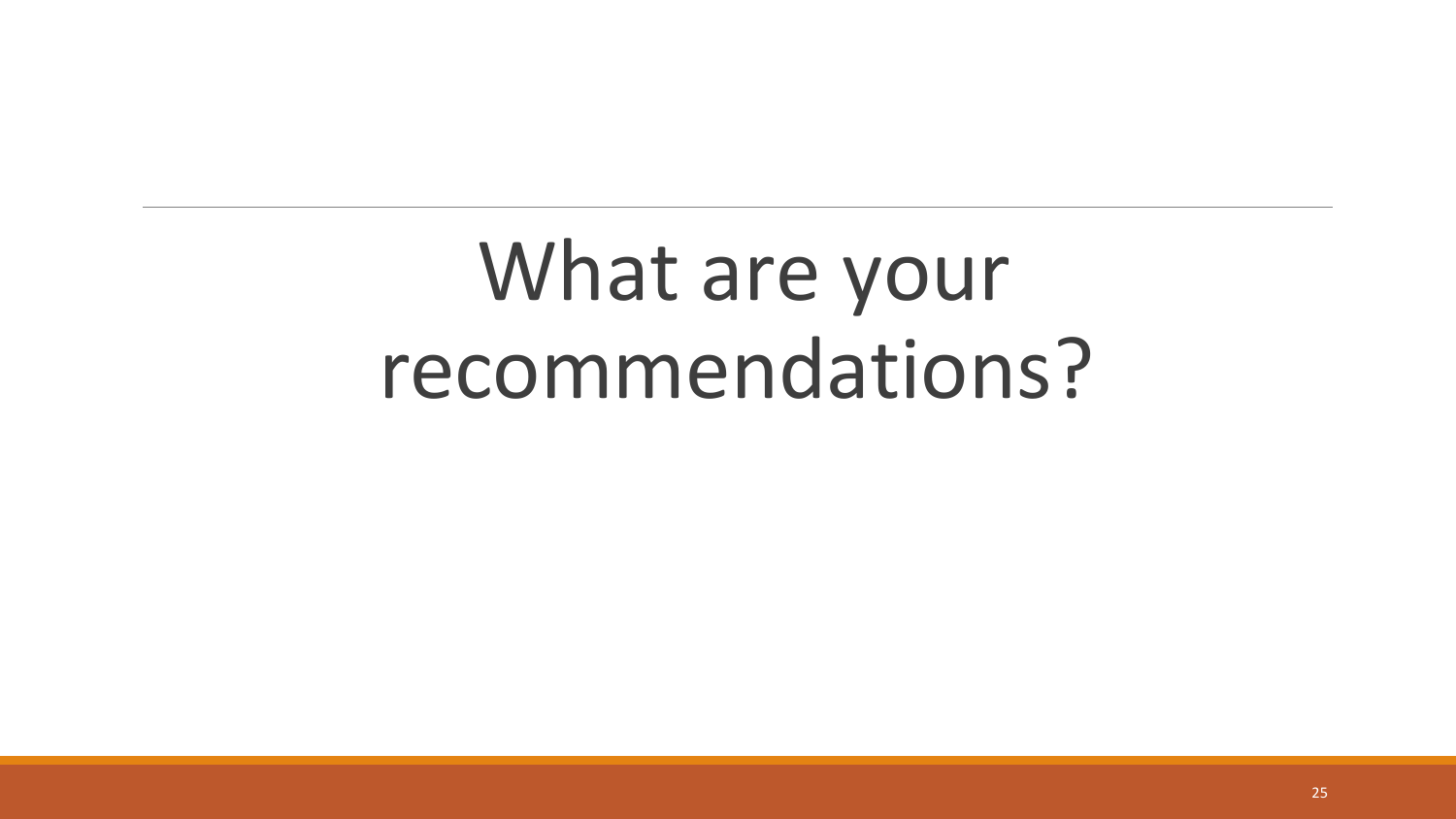# What are your recommendations?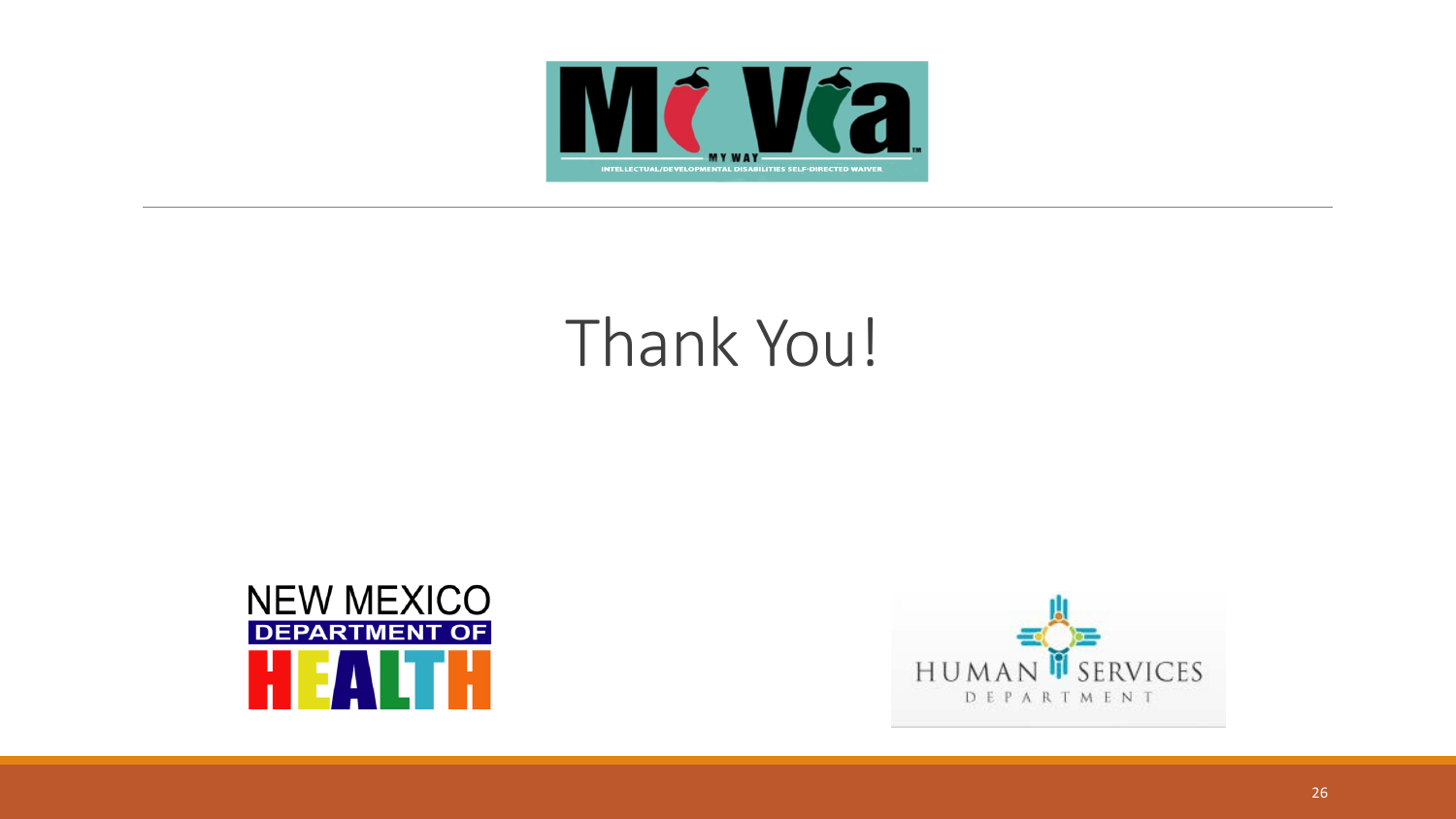# Thank You!